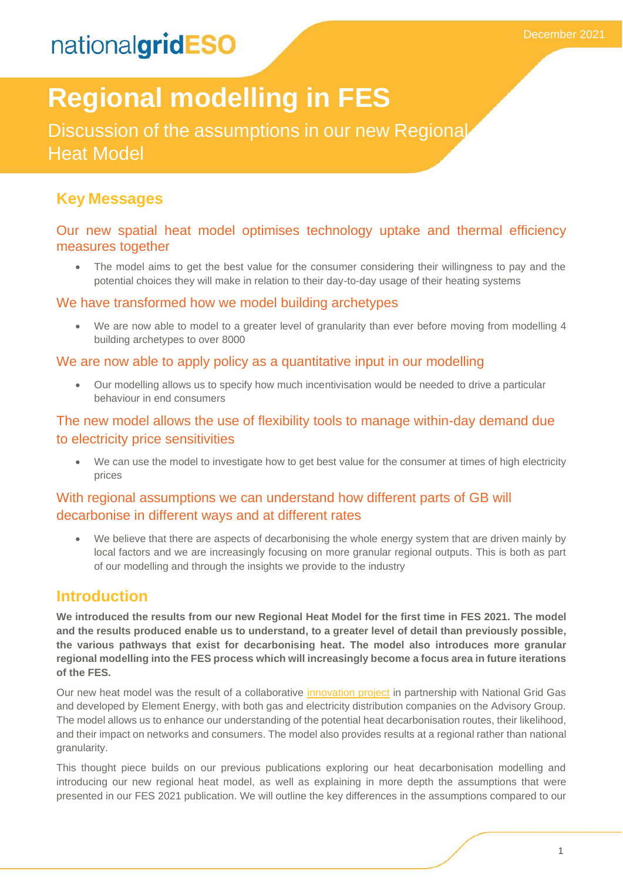nationalgridESO

December 2021

# Regional modelling in FES

Discussion of the assumptions in our new Regional Heat Model

## Key Messages

### Our new spatial heat model optimises technology uptake and thermal efficiency measures together

- The model aims to get the best value for the consumer considering their willingness to pay and the potential choices they will make in relation to their day-to-day usage of their heating systems

### We have transformed how we model building archetypes

- We are now able to model to a greater level of granularity than ever before moving from modelling 4 building archetypes to over 8000

### We are now able to apply policy as a quantitative input in our modelling

- Our modelling allows us to specify how much incentivisation would be needed to drive a particular behaviour in end consumers

### The new model allows the use of flexibility tools to manage within-day demand due to electricity price sensitivities

- We can use the model to investigate how to get best value for the consumer at times of high electricity prices

### With regional assumptions we can understand how different parts of GB will decarbonise in different ways and at different rates

- We believe that there are aspects of decarbonising the whole energy system that are driven mainly by local factors and we are increasingly focusing on more granular regional outputs. This is both as part of our modelling and through the insights we provide to the industry

## Introduction

**We introduced the results from our new Regional Heat Model for the first time in FES 2021. The model and the results produced enable us to understand, to a greater level of detail than previously possible, the various pathways that exist for decarbonising heat. The model also introduces more granular regional modelling into the FES process which will increasingly become a focus area in future iterations of the FES.**

Our new heat model was the result of a collaborative innovation project in partnership with National Grid Gas and developed by Element Energy, with both gas and electricity distribution companies on the Advisory Group. The model allows us to enhance our understanding of the potential heat decarbonisation routes, their likelihood, and their impact on networks and consumers. The model also provides results at a regional rather than national granularity.

This thought piece builds on our previous publications exploring our heat decarbonisation modelling and introducing our new regional heat model, as well as explaining in more depth the assumptions that were presented in our FES 2021 publication. We will outline the key differences in the assumptions compared to our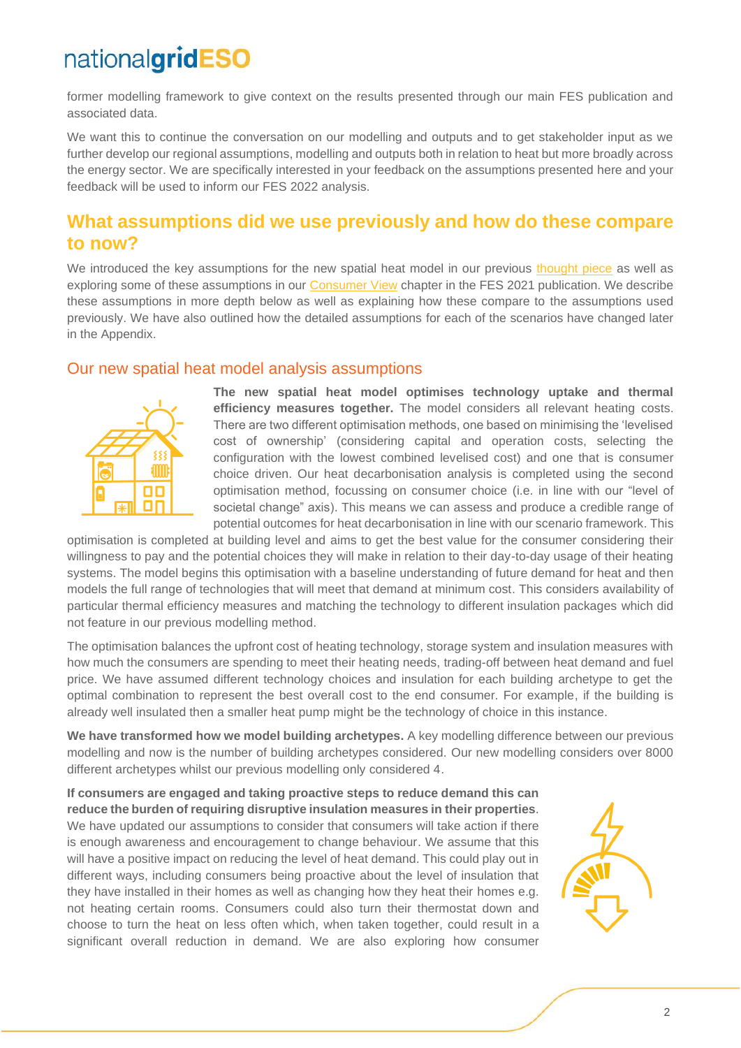former modelling framework to give context on the results presented through our main FES publication and associated data.

We want this to continue the conversation on our modelling and outputs and to get stakeholder input as we further develop our regional assumptions, modelling and outputs both in relation to heat but more broadly across the energy sector. We are specifically interested in your feedback on the assumptions presented here and your feedback will be used to inform our FES 2022 analysis.

## What assumptions did we use previously and how do these compare to now?

We introduced the key assumptions for the new spatial heat model in our previous thought piece as well as exploring some of these assumptions in our Consumer View chapter in the FES 2021 publication. We describe these assumptions in more depth below as well as explaining how these compare to the assumptions used previously. We have also outlined how the detailed assumptions for each of the scenarios have changed later in the Appendix.

### Our new spatial heat model analysis assumptions

**The new spatial heat model optimises technology uptake and thermal efficiency measures together.** The model considers all relevant heating costs. There are two different optimisation methods, one based on minimising the 'levelised cost of ownership' (considering capital and operation costs, selecting the configuration with the lowest combined levelised cost) and one that is consumer choice driven. Our heat decarbonisation analysis is completed using the second optimisation method, focussing on consumer choice (i.e. in line with our "level of societal change" axis). This means we can assess and produce a credible range of potential outcomes for heat decarbonisation in line with our scenario framework. This optimisation is completed at building level and aims to get the best value for the consumer considering their willingness to pay and the potential choices they will make in relation to their day-to-day usage of their heating systems. The model begins this optimisation with a baseline understanding of future demand for heat and then models the full range of technologies that will meet that demand at minimum cost. This considers availability of particular thermal efficiency measures and matching the technology to different insulation packages which did not feature in our previous modelling method.

The optimisation balances the upfront cost of heating technology, storage system and insulation measures with how much the consumers are spending to meet their heating needs, trading-off between heat demand and fuel price. We have assumed different technology choices and insulation for each building archetype to get the optimal combination to represent the best overall cost to the end consumer. For example, if the building is already well insulated then a smaller heat pump might be the technology of choice in this instance.

**We have transformed how we model building archetypes.** A key modelling difference between our previous modelling and now is the number of building archetypes considered. Our new modelling considers over 8000 different archetypes whilst our previous modelling only considered 4.

**If consumers are engaged and taking proactive steps to reduce demand this can reduce the burden of requiring disruptive insulation measures in their properties**. We have updated our assumptions to consider that consumers will take action if there is enough awareness and encouragement to change behaviour. We assume that this will have a positive impact on reducing the level of heat demand. This could play out in different ways, including consumers being proactive about the level of insulation that they have installed in their homes as well as changing how they heat their homes e.g. not heating certain rooms. Consumers could also turn their thermostat down and choose to turn the heat on less often which, when taken together, could result in a significant overall reduction in demand. We are also exploring how consumer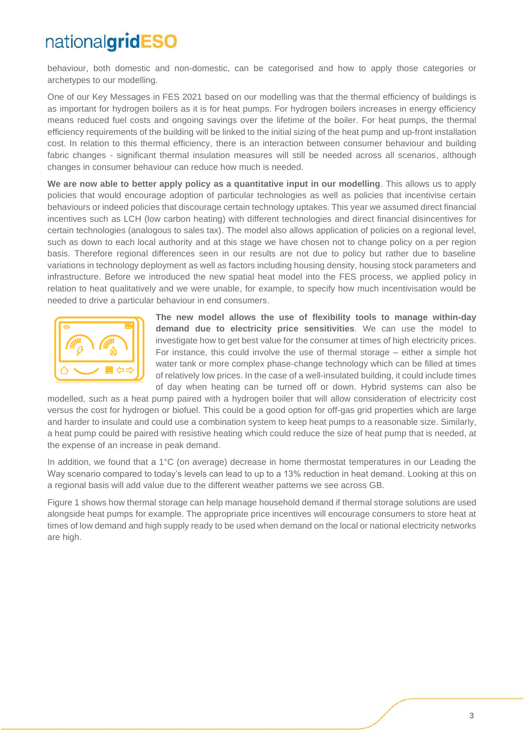behaviour, both domestic and non-domestic, can be categorised and how to apply those categories or archetypes to our modelling.

One of our Key Messages in FES 2021 based on our modelling was that the thermal efficiency of buildings is as important for hydrogen boilers as it is for heat pumps. For hydrogen boilers increases in energy efficiency means reduced fuel costs and ongoing savings over the lifetime of the boiler. For heat pumps, the thermal efficiency requirements of the building will be linked to the initial sizing of the heat pump and up-front installation cost. In relation to this thermal efficiency, there is an interaction between consumer behaviour and building fabric changes - significant thermal insulation measures will still be needed across all scenarios, although changes in consumer behaviour can reduce how much is needed.

**We are now able to better apply policy as a quantitative input in our modelling**. This allows us to apply policies that would encourage adoption of particular technologies as well as policies that incentivise certain behaviours or indeed policies that discourage certain technology uptakes. This year we assumed direct financial incentives such as LCH (low carbon heating) with different technologies and direct financial disincentives for certain technologies (analogous to sales tax). The model also allows application of policies on a regional level, such as down to each local authority and at this stage we have chosen not to change policy on a per region basis. Therefore regional differences seen in our results are not due to policy but rather due to baseline variations in technology deployment as well as factors including housing density, housing stock parameters and infrastructure. Before we introduced the new spatial heat model into the FES process, we applied policy in relation to heat qualitatively and we were unable, for example, to specify how much incentivisation would be needed to drive a particular behaviour in end consumers.

**The new model allows the use of flexibility tools to manage within-day demand due to electricity price sensitivities**. We can use the model to investigate how to get best value for the consumer at times of high electricity prices. For instance, this could involve the use of thermal storage – either a simple hot water tank or more complex phase-change technology which can be filled at times of relatively low prices. In the case of a well-insulated building, it could include times of day when heating can be turned off or down. Hybrid systems can also be modelled, such as a heat pump paired with a hydrogen boiler that will allow consideration of electricity cost versus the cost for hydrogen or biofuel. This could be a good option for off-gas grid properties which are large and harder to insulate and could use a combination system to keep heat pumps to a reasonable size. Similarly, a heat pump could be paired with resistive heating which could reduce the size of heat pump that is needed, at the expense of an increase in peak demand.

In addition, we found that a 1°C (on average) decrease in home thermostat temperatures in our Leading the Way scenario compared to today's levels can lead to up to a 13% reduction in heat demand. Looking at this on a regional basis will add value due to the different weather patterns we see across GB.

Figure 1 shows how thermal storage can help manage household demand if thermal storage solutions are used alongside heat pumps for example. The appropriate price incentives will encourage consumers to store heat at times of low demand and high supply ready to be used when demand on the local or national electricity networks are high.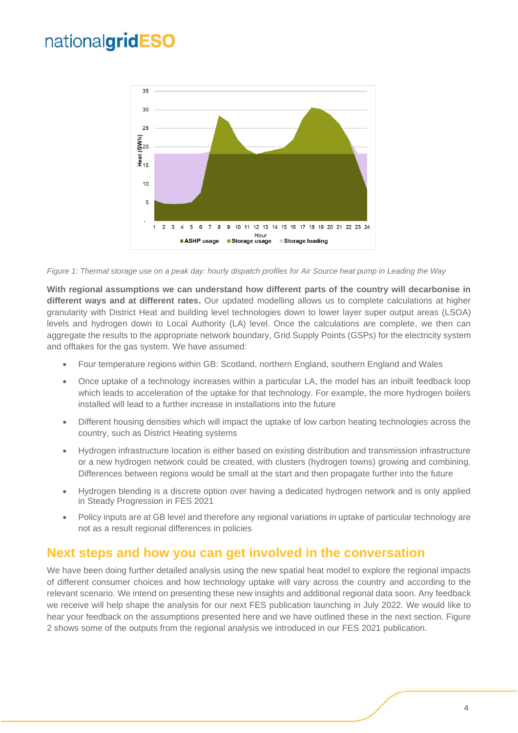*Figure 1: Thermal storage use on a peak day: hourly dispatch profiles for Air Source heat pump in Leading the Way*

**With regional assumptions we can understand how different parts of the country will decarbonise in different ways and at different rates.** Our updated modelling allows us to complete calculations at higher granularity with District Heat and building level technologies down to lower layer super output areas (LSOA) levels and hydrogen down to Local Authority (LA) level. Once the calculations are complete, we then can aggregate the results to the appropriate network boundary, Grid Supply Points (GSPs) for the electricity system and offtakes for the gas system. We have assumed:

- Four temperature regions within GB: Scotland, northern England, southern England and Wales
- Once uptake of a technology increases within a particular LA, the model has an inbuilt feedback loop which leads to acceleration of the uptake for that technology. For example, the more hydrogen boilers installed will lead to a further increase in installations into the future
- Different housing densities which will impact the uptake of low carbon heating technologies across the country, such as District Heating systems
- Hydrogen infrastructure location is either based on existing distribution and transmission infrastructure or a new hydrogen network could be created, with clusters (hydrogen towns) growing and combining. Differences between regions would be small at the start and then propagate further into the future
- Hydrogen blending is a discrete option over having a dedicated hydrogen network and is only applied in Steady Progression in FES 2021
- Policy inputs are at GB level and therefore any regional variations in uptake of particular technology are not as a result regional differences in policies

## Next steps and how you can get involved in the conversation

We have been doing further detailed analysis using the new spatial heat model to explore the regional impacts of different consumer choices and how technology uptake will vary across the country and according to the relevant scenario. We intend on presenting these new insights and additional regional data soon. Any feedback we receive will help shape the analysis for our next FES publication launching in July 2022. We would like to hear your feedback on the assumptions presented here and we have outlined these in the next section. Figure 2 shows some of the outputs from the regional analysis we introduced in our FES 2021 publication.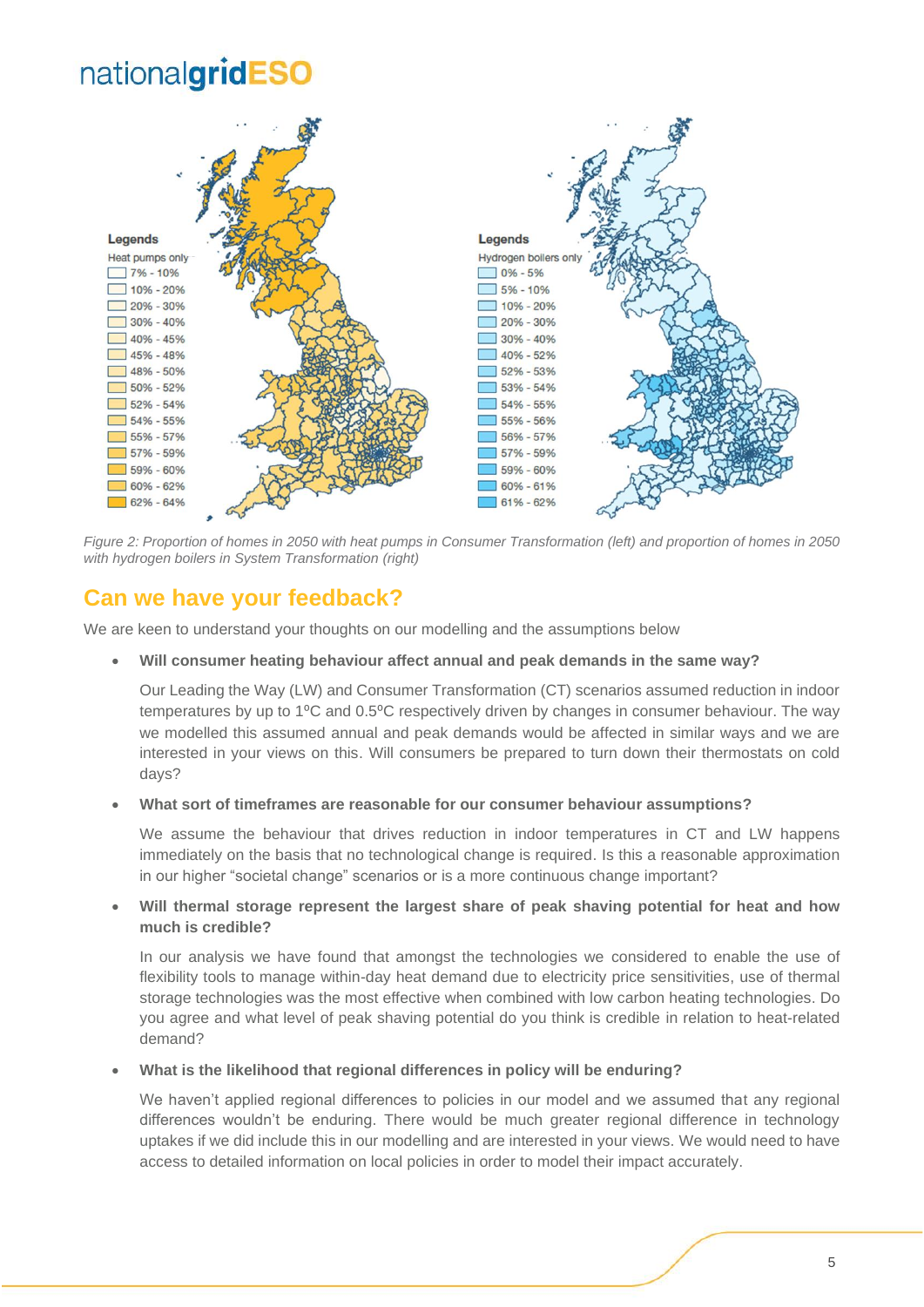Figure 2: Proportion of homes in 2050 with heat pumps in Consumer Transformation (left) and proportion of homes in 2050 with hydrogen boilers in System Transformation (right)

## Can we have your feedback?

We are keen to understand your thoughts on our modelling and the assumptions below

- **Will consumer heating behaviour affect annual and peak demands in the same way?**

  Our Leading the Way (LW) and Consumer Transformation (CT) scenarios assumed reduction in indoor temperatures by up to 1ºC and 0.5ºC respectively driven by changes in consumer behaviour. The way we modelled this assumed annual and peak demands would be affected in similar ways and we are interested in your views on this. Will consumers be prepared to turn down their thermostats on cold days?

- **What sort of timeframes are reasonable for our consumer behaviour assumptions?**

  We assume the behaviour that drives reduction in indoor temperatures in CT and LW happens immediately on the basis that no technological change is required. Is this a reasonable approximation in our higher "societal change" scenarios or is a more continuous change important?

- **Will thermal storage represent the largest share of peak shaving potential for heat and how much is credible?**

  In our analysis we have found that amongst the technologies we considered to enable the use of flexibility tools to manage within-day heat demand due to electricity price sensitivities, use of thermal storage technologies was the most effective when combined with low carbon heating technologies. Do you agree and what level of peak shaving potential do you think is credible in relation to heat-related demand?

- **What is the likelihood that regional differences in policy will be enduring?**

  We haven't applied regional differences to policies in our model and we assumed that any regional differences wouldn't be enduring. There would be much greater regional difference in technology uptakes if we did include this in our modelling and are interested in your views. We would need to have access to detailed information on local policies in order to model their impact accurately.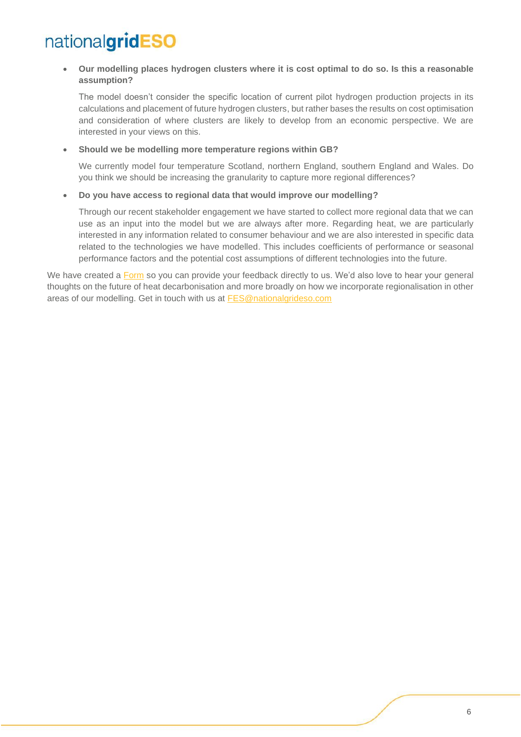- **Our modelling places hydrogen clusters where it is cost optimal to do so. Is this a reasonable assumption?**

  The model doesn't consider the specific location of current pilot hydrogen production projects in its calculations and placement of future hydrogen clusters, but rather bases the results on cost optimisation and consideration of where clusters are likely to develop from an economic perspective. We are interested in your views on this.

- **Should we be modelling more temperature regions within GB?**

  We currently model four temperature Scotland, northern England, southern England and Wales. Do you think we should be increasing the granularity to capture more regional differences?

- **Do you have access to regional data that would improve our modelling?**

  Through our recent stakeholder engagement we have started to collect more regional data that we can use as an input into the model but we are always after more. Regarding heat, we are particularly interested in any information related to consumer behaviour and we are also interested in specific data related to the technologies we have modelled. This includes coefficients of performance or seasonal performance factors and the potential cost assumptions of different technologies into the future.

We have created a Form so you can provide your feedback directly to us. We'd also love to hear your general thoughts on the future of heat decarbonisation and more broadly on how we incorporate regionalisation in other areas of our modelling. Get in touch with us at FES@nationalgrideso.com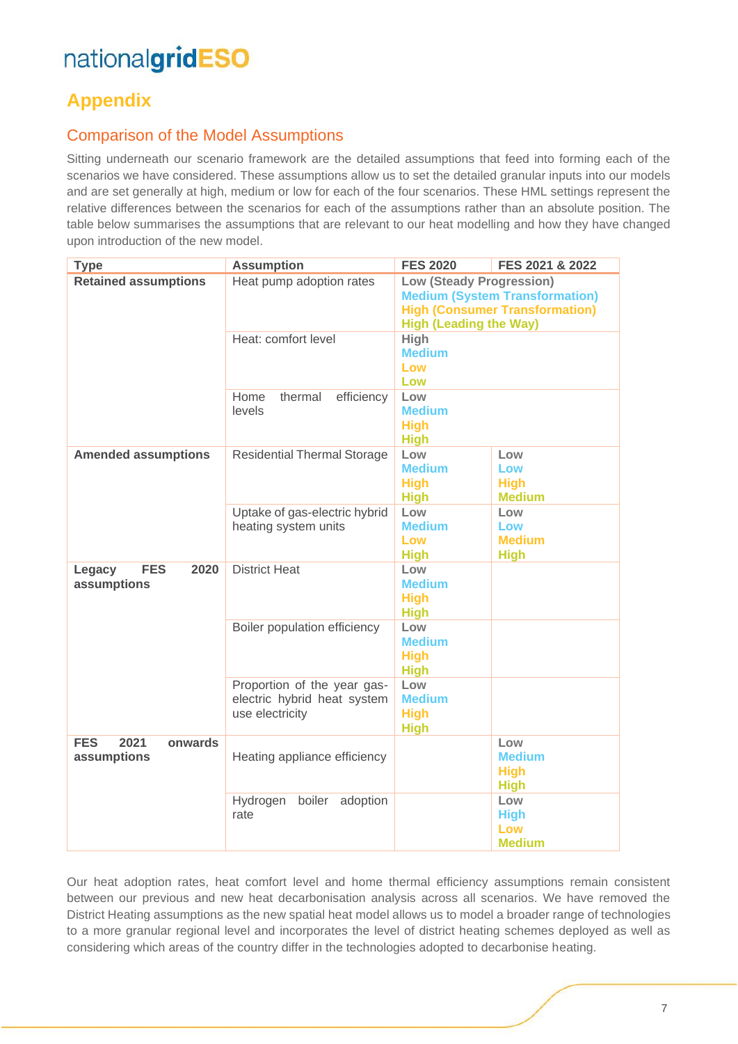# Appendix

## Comparison of the Model Assumptions

Sitting underneath our scenario framework are the detailed assumptions that feed into forming each of the scenarios we have considered. These assumptions allow us to set the detailed granular inputs into our models and are set generally at high, medium or low for each of the four scenarios. These HML settings represent the relative differences between the scenarios for each of the assumptions rather than an absolute position. The table below summarises the assumptions that are relevant to our heat modelling and how they have changed upon introduction of the new model.

| Type | Assumption | FES 2020 | FES 2021 & 2022 |
|---|---|---|---|
| **Retained assumptions** | Heat pump adoption rates | Low (Steady Progression)<br>Medium (System Transformation)<br>High (Consumer Transformation)<br>High (Leading the Way) | |
| | Heat: comfort level | High<br>Medium<br>Low<br>Low | |
| | Home thermal efficiency levels | Low<br>Medium<br>High<br>High | |
| **Amended assumptions** | Residential Thermal Storage | Low<br>Medium<br>High<br>High | Low<br>Low<br>High<br>Medium |
| | Uptake of gas-electric hybrid heating system units | Low<br>Medium<br>Low<br>High | Low<br>Low<br>Medium<br>High |
| **Legacy FES 2020 assumptions** | District Heat | Low<br>Medium<br>High<br>High | |
| | Boiler population efficiency | Low<br>Medium<br>High<br>High | |
| | Proportion of the year gas-electric hybrid heat system use electricity | Low<br>Medium<br>High<br>High | |
| **FES 2021 onwards assumptions** | Heating appliance efficiency | | Low<br>Medium<br>High<br>High |
| | Hydrogen boiler adoption rate | | Low<br>High<br>Low<br>Medium |

Our heat adoption rates, heat comfort level and home thermal efficiency assumptions remain consistent between our previous and new heat decarbonisation analysis across all scenarios. We have removed the District Heating assumptions as the new spatial heat model allows us to model a broader range of technologies to a more granular regional level and incorporates the level of district heating schemes deployed as well as considering which areas of the country differ in the technologies adopted to decarbonise heating.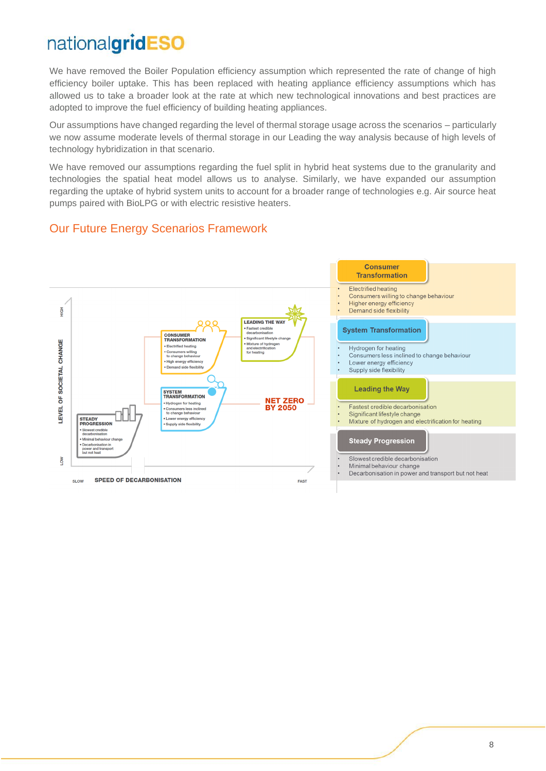We have removed the Boiler Population efficiency assumption which represented the rate of change of high efficiency boiler uptake. This has been replaced with heating appliance efficiency assumptions which has allowed us to take a broader look at the rate at which new technological innovations and best practices are adopted to improve the fuel efficiency of building heating appliances.

Our assumptions have changed regarding the level of thermal storage usage across the scenarios – particularly we now assume moderate levels of thermal storage in our Leading the way analysis because of high levels of technology hybridization in that scenario.

We have removed our assumptions regarding the fuel split in hybrid heat systems due to the granularity and technologies the spatial heat model allows us to analyse. Similarly, we have expanded our assumption regarding the uptake of hybrid system units to account for a broader range of technologies e.g. Air source heat pumps paired with BioLPG or with electric resistive heaters.

## Our Future Energy Scenarios Framework

LEVEL OF SOCIETAL CHANGE
HIGH
LOW
SPEED OF DECARBONISATION
SLOW
FAST

CONSUMER TRANSFORMATION
• Electrified heating
• Consumers willing to change behaviour
• High energy efficiency
• Demand side flexibility

LEADING THE WAY
• Fastest credible decarbonisation
• Significant lifestyle change
• Mixture of hydrogen and electrification for heating

SYSTEM TRANSFORMATION
• Hydrogen for heating
• Consumers less inclined to change behaviour
• Lower energy efficiency
• Supply side flexibility

STEADY PROGRESSION
• Slowest credible decarbonisation
• Minimal behaviour change
• Decarbonisation in power and transport but not heat

NET ZERO BY 2050

**Consumer Transformation**

- Electrified heating
- Consumers willing to change behaviour
- Higher energy efficiency
- Demand side flexibility

**System Transformation**

- Hydrogen for heating
- Consumers less inclined to change behaviour
- Lower energy efficiency
- Supply side flexibility

**Leading the Way**

- Fastest credible decarbonisation
- Significant lifestyle change
- Mixture of hydrogen and electrification for heating

**Steady Progression**

- Slowest credible decarbonisation
- Minimal behaviour change
- Decarbonisation in power and transport but not heat